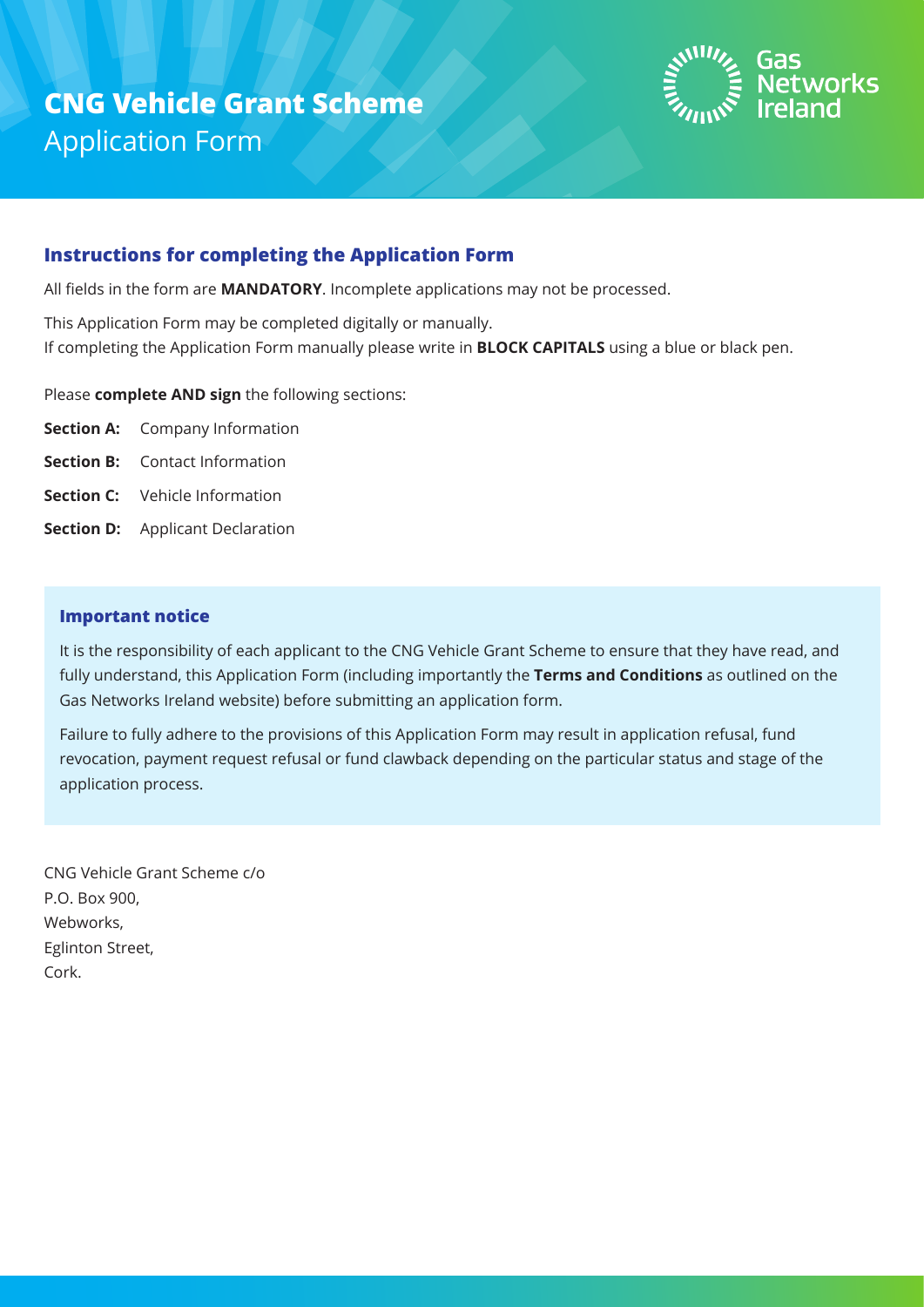# **CNG Vehicle Grant Scheme**
Application Form

Gas Networks Ireland

## Instructions for completing the Application Form

All fields in the form are **MANDATORY**. Incomplete applications may not be processed.

This Application Form may be completed digitally or manually.
If completing the Application Form manually please write in **BLOCK CAPITALS** using a blue or black pen.

Please **complete AND sign** the following sections:

**Section A:** Company Information

**Section B:** Contact Information

**Section C:** Vehicle Information

**Section D:** Applicant Declaration

### Important notice

It is the responsibility of each applicant to the CNG Vehicle Grant Scheme to ensure that they have read, and fully understand, this Application Form (including importantly the **Terms and Conditions** as outlined on the Gas Networks Ireland website) before submitting an application form.

Failure to fully adhere to the provisions of this Application Form may result in application refusal, fund revocation, payment request refusal or fund clawback depending on the particular status and stage of the application process.

CNG Vehicle Grant Scheme c/o
P.O. Box 900,
Webworks,
Eglinton Street,
Cork.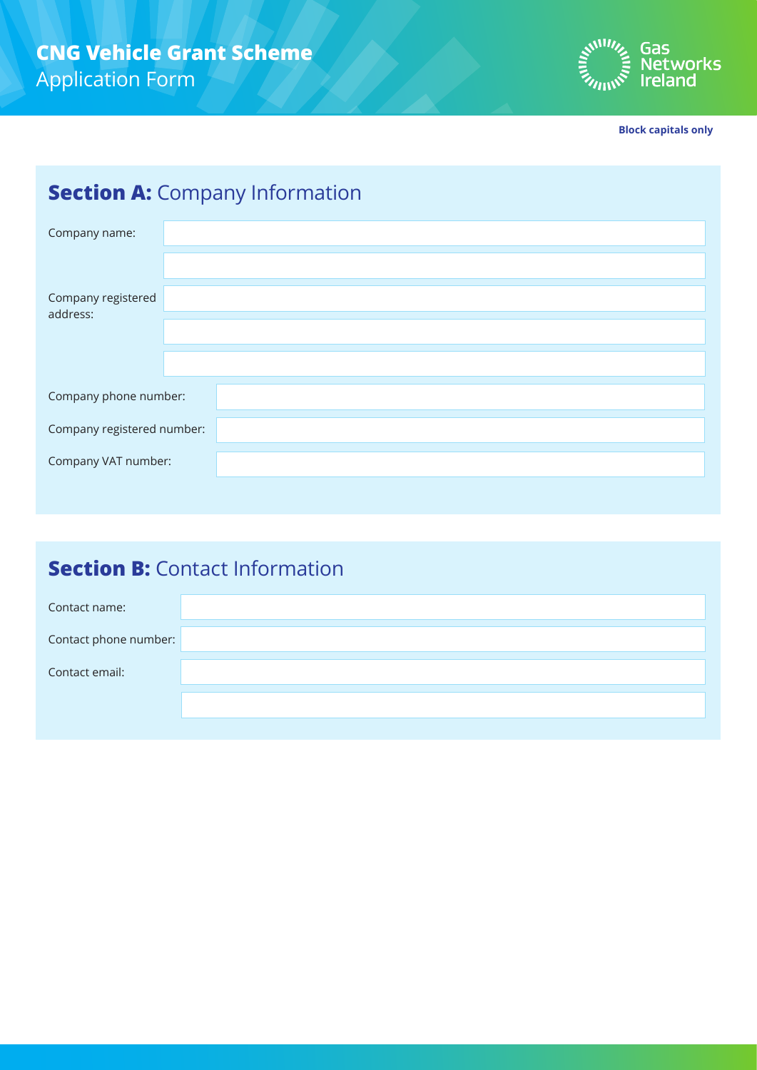# CNG Vehicle Grant Scheme
Application Form

Gas Networks Ireland

**Block capitals only**

## **Section A:** Company Information

| | |
|---|---|
| Company name: | |
| | |
| Company registered address: | |
| | |
| | |
| Company phone number: | |
| Company registered number: | |
| Company VAT number: | |

## **Section B:** Contact Information

| | |
|---|---|
| Contact name: | |
| Contact phone number: | |
| Contact email: | |
| | |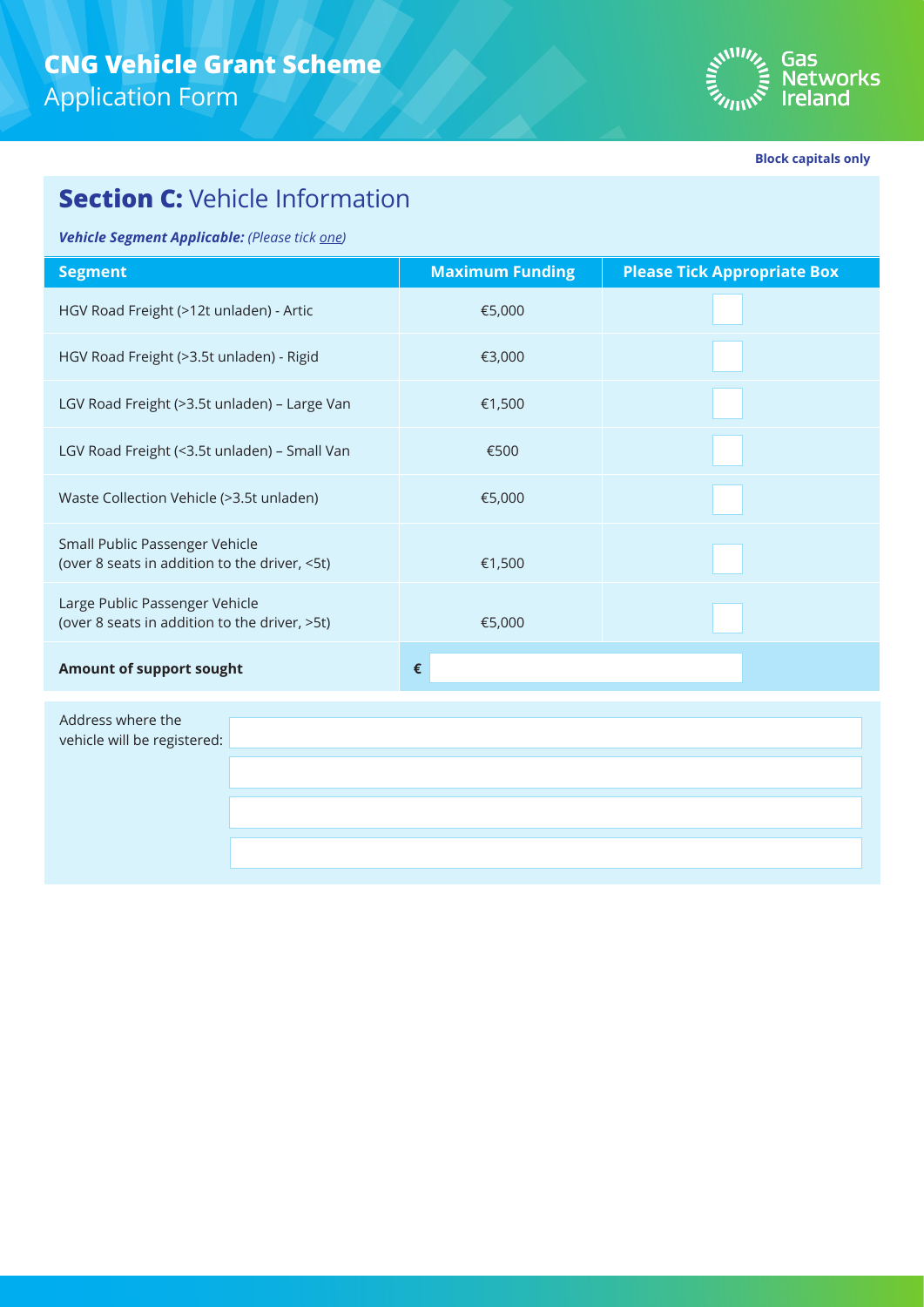# **CNG Vehicle Grant Scheme** Application Form

Gas Networks Ireland

**Block capitals only**

## **Section C:** Vehicle Information

***Vehicle Segment Applicable:*** *(Please tick one)*

| Segment | Maximum Funding | Please Tick Appropriate Box |
|---|---|---|
| HGV Road Freight (>12t unladen) - Artic | €5,000 | |
| HGV Road Freight (>3.5t unladen) - Rigid | €3,000 | |
| LGV Road Freight (>3.5t unladen) – Large Van | €1,500 | |
| LGV Road Freight (<3.5t unladen) – Small Van | €500 | |
| Waste Collection Vehicle (>3.5t unladen) | €5,000 | |
| Small Public Passenger Vehicle (over 8 seats in addition to the driver, <5t) | €1,500 | |
| Large Public Passenger Vehicle (over 8 seats in addition to the driver, >5t) | €5,000 | |
| **Amount of support sought** | € | |

Address where the vehicle will be registered: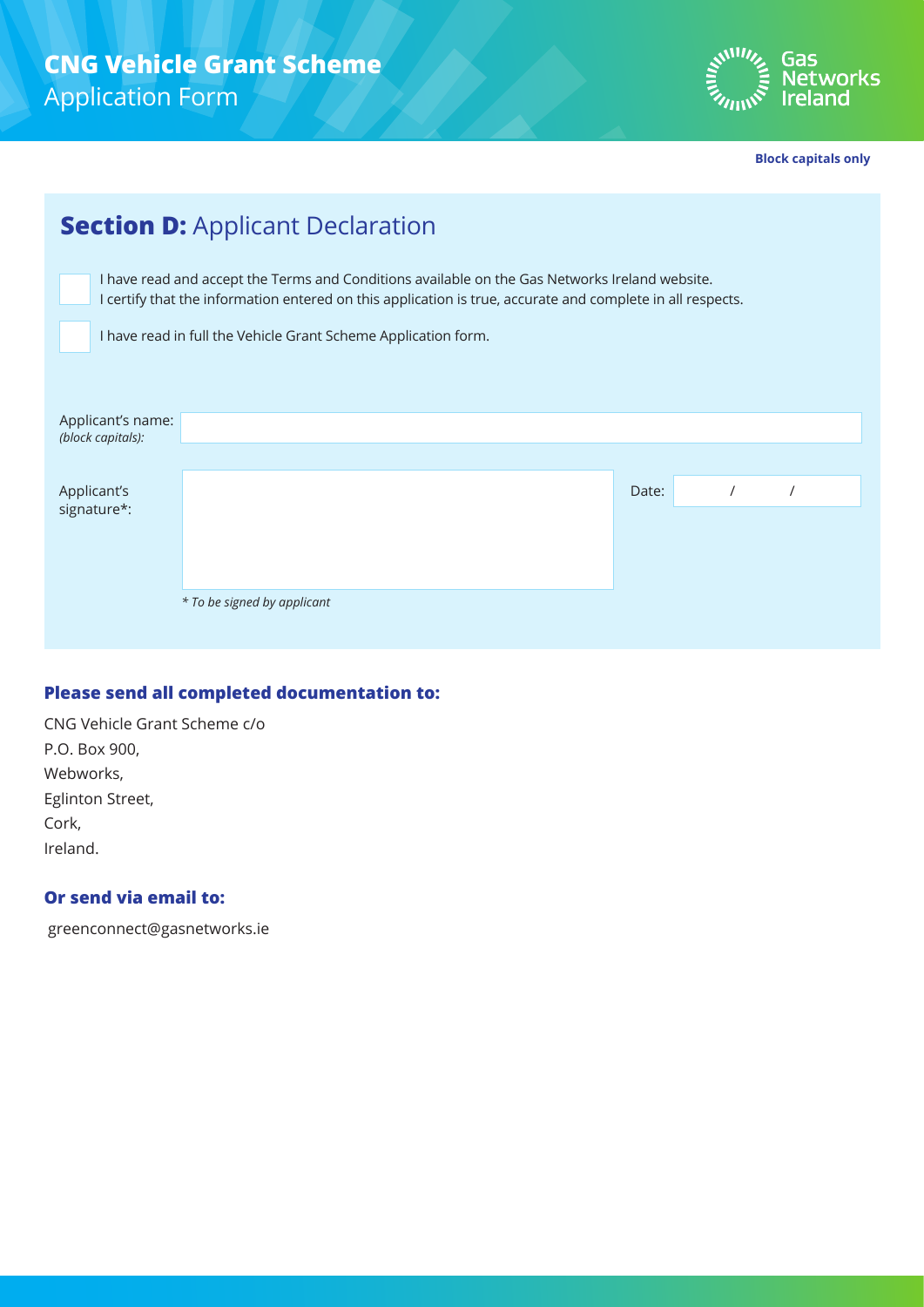# CNG Vehicle Grant Scheme
Application Form

Gas Networks Ireland

**Block capitals only**

## **Section D:** Applicant Declaration

☐ I have read and accept the Terms and Conditions available on the Gas Networks Ireland website.
I certify that the information entered on this application is true, accurate and complete in all respects.

☐ I have read in full the Vehicle Grant Scheme Application form.

Applicant's name: *(block capitals):*

Applicant's signature*:

Date: / /

*\* To be signed by applicant*

### **Please send all completed documentation to:**

CNG Vehicle Grant Scheme c/o
P.O. Box 900,
Webworks,
Eglinton Street,
Cork,
Ireland.

### **Or send via email to:**

greenconnect@gasnetworks.ie